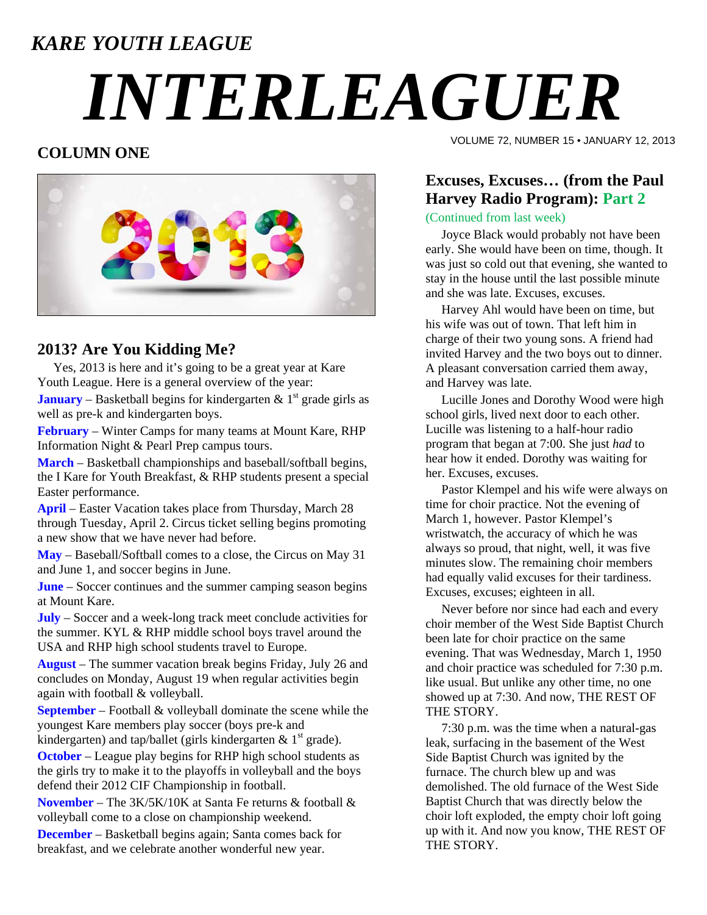*KARE YOUTH LEAGUE*

# *INTERLEAGUER*

VOLUME 72, NUMBER 15 • JANUARY 12, 2013

## COLUMN ONE

### 2013? Are You Kidding Me?

Yes, 2013 is here and it's going to be a great year at Kare Youth League. Here is a general overview of the year:

**January** – Basketball begins for kindergarten & 1st grade girls as well as pre-k and kindergarten boys.

**February** – Winter Camps for many teams at Mount Kare, RHP Information Night & Pearl Prep campus tours.

**March** – Basketball championships and baseball/softball begins, the I Kare for Youth Breakfast, & RHP students present a special Easter performance.

**April** – Easter Vacation takes place from Thursday, March 28 through Tuesday, April 2. Circus ticket selling begins promoting a new show that we have never had before.

**May** – Baseball/Softball comes to a close, the Circus on May 31 and June 1, and soccer begins in June.

**June** – Soccer continues and the summer camping season begins at Mount Kare.

**July** – Soccer and a week-long track meet conclude activities for the summer. KYL & RHP middle school boys travel around the USA and RHP high school students travel to Europe.

**August** – The summer vacation break begins Friday, July 26 and concludes on Monday, August 19 when regular activities begin again with football & volleyball.

**September** – Football & volleyball dominate the scene while the youngest Kare members play soccer (boys pre-k and kindergarten) and tap/ballet (girls kindergarten & 1st grade).

**October** – League play begins for RHP high school students as the girls try to make it to the playoffs in volleyball and the boys defend their 2012 CIF Championship in football.

**November** – The 3K/5K/10K at Santa Fe returns & football & volleyball come to a close on championship weekend.

**December** – Basketball begins again; Santa comes back for breakfast, and we celebrate another wonderful new year.

### Excuses, Excuses… (from the Paul Harvey Radio Program): Part 2

(Continued from last week)

Joyce Black would probably not have been early. She would have been on time, though. It was just so cold out that evening, she wanted to stay in the house until the last possible minute and she was late. Excuses, excuses.

Harvey Ahl would have been on time, but his wife was out of town. That left him in charge of their two young sons. A friend had invited Harvey and the two boys out to dinner. A pleasant conversation carried them away, and Harvey was late.

Lucille Jones and Dorothy Wood were high school girls, lived next door to each other. Lucille was listening to a half-hour radio program that began at 7:00. She just *had* to hear how it ended. Dorothy was waiting for her. Excuses, excuses.

Pastor Klempel and his wife were always on time for choir practice. Not the evening of March 1, however. Pastor Klempel's wristwatch, the accuracy of which he was always so proud, that night, well, it was five minutes slow. The remaining choir members had equally valid excuses for their tardiness. Excuses, excuses; eighteen in all.

Never before nor since had each and every choir member of the West Side Baptist Church been late for choir practice on the same evening. That was Wednesday, March 1, 1950 and choir practice was scheduled for 7:30 p.m. like usual. But unlike any other time, no one showed up at 7:30. And now, THE REST OF THE STORY.

7:30 p.m. was the time when a natural-gas leak, surfacing in the basement of the West Side Baptist Church was ignited by the furnace. The church blew up and was demolished. The old furnace of the West Side Baptist Church that was directly below the choir loft exploded, the empty choir loft going up with it. And now you know, THE REST OF THE STORY.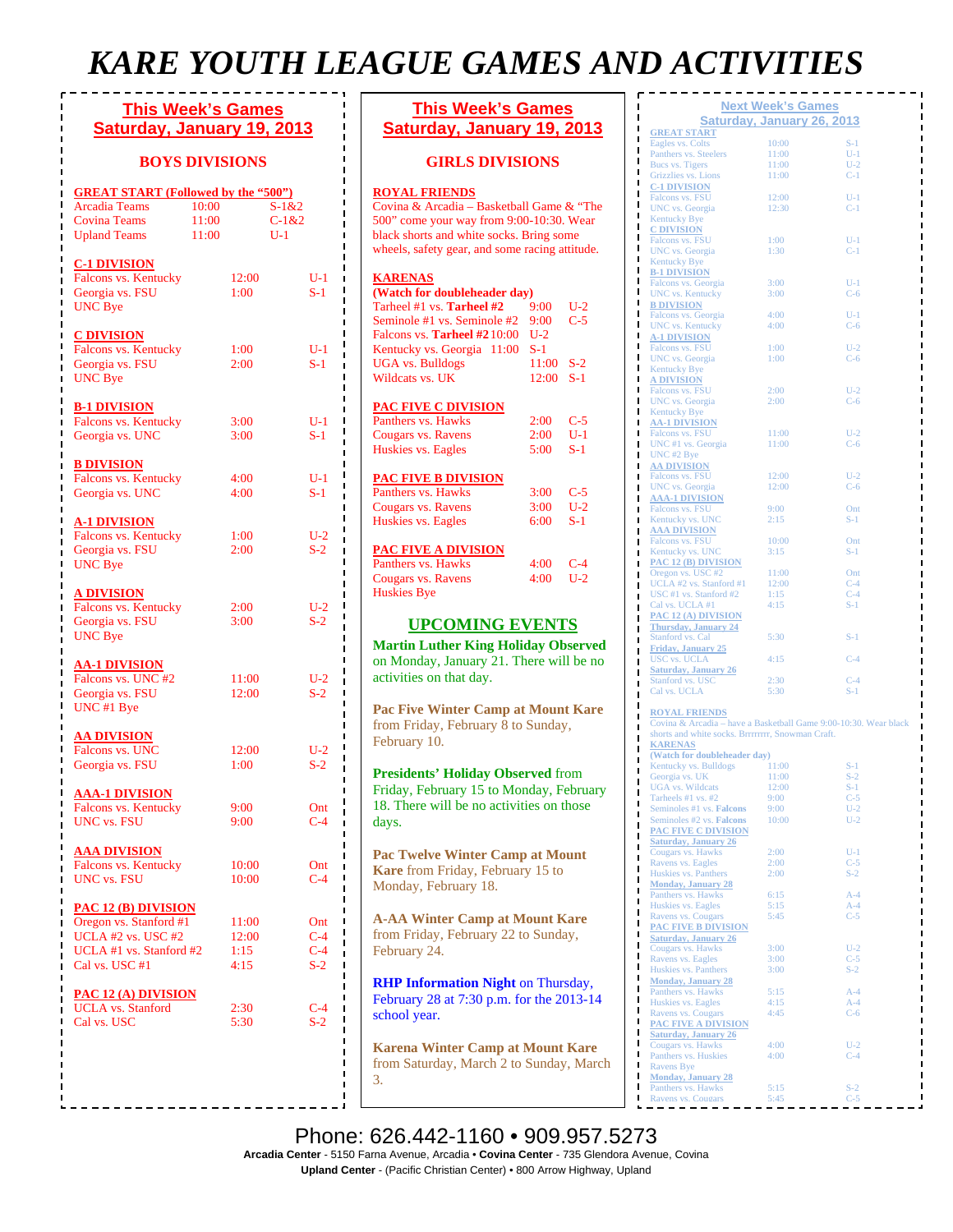# KARE YOUTH LEAGUE GAMES AND ACTIVITIES

## This Week's Games
## Saturday, January 19, 2013

### BOYS DIVISIONS

**GREAT START (Followed by the "500")**

| | | |
|---|---|---|
| Arcadia Teams | 10:00 | S-1&2 |
| Covina Teams | 11:00 | C-1&2 |
| Upland Teams | 11:00 | U-1 |

**C-1 DIVISION**

| | | |
|---|---|---|
| Falcons vs. Kentucky | 12:00 | U-1 |
| Georgia vs. FSU | 1:00 | S-1 |
| UNC Bye | | |

**C DIVISION**

| | | |
|---|---|---|
| Falcons vs. Kentucky | 1:00 | U-1 |
| Georgia vs. FSU | 2:00 | S-1 |
| UNC Bye | | |

**B-1 DIVISION**

| | | |
|---|---|---|
| Falcons vs. Kentucky | 3:00 | U-1 |
| Georgia vs. UNC | 3:00 | S-1 |

**B DIVISION**

| | | |
|---|---|---|
| Falcons vs. Kentucky | 4:00 | U-1 |
| Georgia vs. UNC | 4:00 | S-1 |

**A-1 DIVISION**

| | | |
|---|---|---|
| Falcons vs. Kentucky | 1:00 | U-2 |
| Georgia vs. FSU | 2:00 | S-2 |
| UNC Bye | | |

**A DIVISION**

| | | |
|---|---|---|
| Falcons vs. Kentucky | 2:00 | U-2 |
| Georgia vs. FSU | 3:00 | S-2 |
| UNC Bye | | |

**AA-1 DIVISION**

| | | |
|---|---|---|
| Falcons vs. UNC #2 | 11:00 | U-2 |
| Georgia vs. FSU | 12:00 | S-2 |
| UNC #1 Bye | | |

**AA DIVISION**

| | | |
|---|---|---|
| Falcons vs. UNC | 12:00 | U-2 |
| Georgia vs. FSU | 1:00 | S-2 |

**AAA-1 DIVISION**

| | | |
|---|---|---|
| Falcons vs. Kentucky | 9:00 | Ont |
| UNC vs. FSU | 9:00 | C-4 |

**AAA DIVISION**

| | | |
|---|---|---|
| Falcons vs. Kentucky | 10:00 | Ont |
| UNC vs. FSU | 10:00 | C-4 |

**PAC 12 (B) DIVISION**

| | | |
|---|---|---|
| Oregon vs. Stanford #1 | 11:00 | Ont |
| UCLA #2 vs. USC #2 | 12:00 | C-4 |
| UCLA #1 vs. Stanford #2 | 1:15 | C-4 |
| Cal vs. USC #1 | 4:15 | S-2 |

**PAC 12 (A) DIVISION**

| | | |
|---|---|---|
| UCLA vs. Stanford | 2:30 | C-4 |
| Cal vs. USC | 5:30 | S-2 |

## This Week's Games
## Saturday, January 19, 2013

### GIRLS DIVISIONS

**ROYAL FRIENDS**

Covina & Arcadia – Basketball Game & "The 500" come your way from 9:00-10:30. Wear black shorts and white socks. Bring some wheels, safety gear, and some racing attitude.

**KARENAS**

**(Watch for doubleheader day)**

| | | |
|---|---|---|
| Tarheel #1 vs. **Tarheel #2** | 9:00 | U-2 |
| Seminole #1 vs. Seminole #2 | 9:00 | C-5 |
| Falcons vs. **Tarheel #2** | 10:00 | U-2 |
| Kentucky vs. Georgia | 11:00 | S-1 |
| UGA vs. Bulldogs | 11:00 | S-2 |
| Wildcats vs. UK | 12:00 | S-1 |

**PAC FIVE C DIVISION**

| | | |
|---|---|---|
| Panthers vs. Hawks | 2:00 | C-5 |
| Cougars vs. Ravens | 2:00 | U-1 |
| Huskies vs. Eagles | 5:00 | S-1 |

**PAC FIVE B DIVISION**

| | | |
|---|---|---|
| Panthers vs. Hawks | 3:00 | C-5 |
| Cougars vs. Ravens | 3:00 | U-2 |
| Huskies vs. Eagles | 6:00 | S-1 |

**PAC FIVE A DIVISION**

| | | |
|---|---|---|
| Panthers vs. Hawks | 4:00 | C-4 |
| Cougars vs. Ravens | 4:00 | U-2 |
| Huskies Bye | | |

## UPCOMING EVENTS

**Martin Luther King Holiday Observed** on Monday, January 21. There will be no activities on that day.

**Pac Five Winter Camp at Mount Kare** from Friday, February 8 to Sunday, February 10.

**Presidents' Holiday Observed** from Friday, February 15 to Monday, February 18. There will be no activities on those days.

**Pac Twelve Winter Camp at Mount Kare** from Friday, February 15 to Monday, February 18.

**A-AA Winter Camp at Mount Kare** from Friday, February 22 to Sunday, February 24.

**RHP Information Night** on Thursday, February 28 at 7:30 p.m. for the 2013-14 school year.

**Karena Winter Camp at Mount Kare** from Saturday, March 2 to Sunday, March 3.

## Next Week's Games
## Saturday, January 26, 2013

**GREAT START**

| | | |
|---|---|---|
| Eagles vs. Colts | 10:00 | S-1 |
| Panthers vs. Steelers | 11:00 | U-1 |
| Bucs vs. Tigers | 11:00 | U-2 |
| Grizzlies vs. Lions | 11:00 | C-1 |

**C-1 DIVISION**

| | | |
|---|---|---|
| Falcons vs. FSU | 12:00 | U-1 |
| UNC vs. Georgia | 12:30 | C-1 |
| Kentucky Bye | | |

**C DIVISION**

| | | |
|---|---|---|
| Falcons vs. FSU | 1:00 | U-1 |
| UNC vs. Georgia | 1:30 | C-1 |
| Kentucky Bye | | |

**B-1 DIVISION**

| | | |
|---|---|---|
| Falcons vs. Georgia | 3:00 | U-1 |
| UNC vs. Kentucky | 3:00 | C-6 |

**B DIVISION**

| | | |
|---|---|---|
| Falcons vs. Georgia | 4:00 | U-1 |
| UNC vs. Kentucky | 4:00 | C-6 |

**A-1 DIVISION**

| | | |
|---|---|---|
| Falcons vs. FSU | 1:00 | U-2 |
| UNC vs. Georgia | 1:00 | C-6 |
| Kentucky Bye | | |

**A DIVISION**

| | | |
|---|---|---|
| Falcons vs. FSU | 2:00 | U-2 |
| UNC vs. Georgia | 2:00 | C-6 |
| Kentucky Bye | | |

**AA-1 DIVISION**

| | | |
|---|---|---|
| Falcons vs. FSU | 11:00 | U-2 |
| UNC #1 vs. Georgia | 11:00 | C-6 |
| UNC #2 Bye | | |

**AA DIVISION**

| | | |
|---|---|---|
| Falcons vs. FSU | 12:00 | U-2 |
| UNC vs. Georgia | 12:00 | C-6 |

**AAA-1 DIVISION**

| | | |
|---|---|---|
| Falcons vs. FSU | 9:00 | Ont |
| Kentucky vs. UNC | 2:15 | S-1 |

**AAA DIVISION**

| | | |
|---|---|---|
| Falcons vs. FSU | 10:00 | Ont |
| Kentucky vs. UNC | 3:15 | S-1 |

**PAC 12 (B) DIVISION**

| | | |
|---|---|---|
| Oregon vs. USC #2 | 11:00 | Ont |
| UCLA #2 vs. Stanford #1 | 12:00 | C-4 |
| USC #1 vs. Stanford #2 | 1:15 | C-4 |
| Cal vs. UCLA #1 | 4:15 | S-1 |

**PAC 12 (A) DIVISION**

**Thursday, January 24**

| | | |
|---|---|---|
| Stanford vs. Cal | 5:30 | S-1 |

**Friday, January 25**

| | | |
|---|---|---|
| USC vs. UCLA | 4:15 | C-4 |

**Saturday, January 26**

| | | |
|---|---|---|
| Stanford vs. USC | 2:30 | C-4 |
| Cal vs. UCLA | 5:30 | S-1 |

**ROYAL FRIENDS**

Covina & Arcadia – have a Basketball Game 9:00-10:30. Wear black shorts and white socks. Brrrrrrr, Snowman Craft.

**KARENAS**

**(Watch for doubleheader day)**

| | | |
|---|---|---|
| Kentucky vs. Bulldogs | 11:00 | S-1 |
| Georgia vs. UK | 11:00 | S-2 |
| UGA vs. Wildcats | 12:00 | S-1 |
| Tarheels #1 vs. #2 | 9:00 | C-5 |
| Seminoles #1 vs. **Falcons** | 9:00 | U-2 |
| Seminoles #2 vs. **Falcons** | 10:00 | U-2 |

**PAC FIVE C DIVISION**

**Saturday, January 26**

| | | |
|---|---|---|
| Cougars vs. Hawks | 2:00 | U-1 |
| Ravens vs. Eagles | 2:00 | C-5 |
| Huskies vs. Panthers | 2:00 | S-2 |

**Monday, January 28**

| | | |
|---|---|---|
| Panthers vs. Hawks | 6:15 | A-4 |
| Huskies vs. Eagles | 5:15 | A-4 |
| Ravens vs. Cougars | 5:45 | C-5 |

**PAC FIVE B DIVISION**

**Saturday, January 26**

| | | |
|---|---|---|
| Cougars vs. Hawks | 3:00 | U-2 |
| Ravens vs. Eagles | 3:00 | C-5 |
| Huskies vs. Panthers | 3:00 | S-2 |

**Monday, January 28**

| | | |
|---|---|---|
| Panthers vs. Hawks | 5:15 | A-4 |
| Huskies vs. Eagles | 4:15 | A-4 |
| Ravens vs. Cougars | 4:45 | C-6 |

**PAC FIVE A DIVISION**

**Saturday, January 26**

| | | |
|---|---|---|
| Cougars vs. Hawks | 4:00 | U-2 |
| Panthers vs. Huskies | 4:00 | C-4 |
| Ravens Bye | | |

**Monday, January 28**

| | | |
|---|---|---|
| Panthers vs. Hawks | 5:15 | S-2 |
| Ravens vs. Cougars | 5:45 | C-5 |

Phone: 626.442-1160 • 909.957.5273

**Arcadia Center** - 5150 Farna Avenue, Arcadia • **Covina Center** - 735 Glendora Avenue, Covina

**Upland Center** - (Pacific Christian Center) • 800 Arrow Highway, Upland